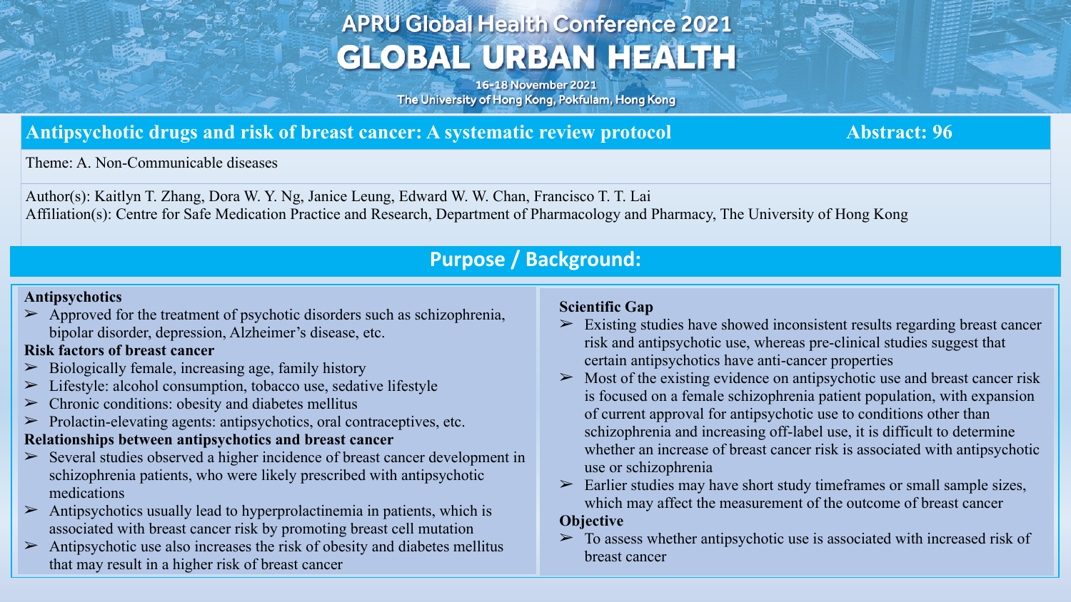# APRU Global Health Conference 2021

# GLOBAL URBAN HEALTH

16-18 November 2021
The University of Hong Kong, Pokfulam, Hong Kong

## Antipsychotic drugs and risk of breast cancer: A systematic review protocol

**Abstract: 96**

Theme: A. Non-Communicable diseases

Author(s): Kaitlyn T. Zhang, Dora W. Y. Ng, Janice Leung, Edward W. W. Chan, Francisco T. T. Lai
Affiliation(s): Centre for Safe Medication Practice and Research, Department of Pharmacology and Pharmacy, The University of Hong Kong

## Purpose / Background:

**Antipsychotics**

- Approved for the treatment of psychotic disorders such as schizophrenia, bipolar disorder, depression, Alzheimer's disease, etc.

**Risk factors of breast cancer**

- Biologically female, increasing age, family history
- Lifestyle: alcohol consumption, tobacco use, sedative lifestyle
- Chronic conditions: obesity and diabetes mellitus
- Prolactin-elevating agents: antipsychotics, oral contraceptives, etc.

**Relationships between antipsychotics and breast cancer**

- Several studies observed a higher incidence of breast cancer development in schizophrenia patients, who were likely prescribed with antipsychotic medications
- Antipsychotics usually lead to hyperprolactinemia in patients, which is associated with breast cancer risk by promoting breast cell mutation
- Antipsychotic use also increases the risk of obesity and diabetes mellitus that may result in a higher risk of breast cancer

**Scientific Gap**

- Existing studies have showed inconsistent results regarding breast cancer risk and antipsychotic use, whereas pre-clinical studies suggest that certain antipsychotics have anti-cancer properties
- Most of the existing evidence on antipsychotic use and breast cancer risk is focused on a female schizophrenia patient population, with expansion of current approval for antipsychotic use to conditions other than schizophrenia and increasing off-label use, it is difficult to determine whether an increase of breast cancer risk is associated with antipsychotic use or schizophrenia
- Earlier studies may have short study timeframes or small sample sizes, which may affect the measurement of the outcome of breast cancer

**Objective**

- To assess whether antipsychotic use is associated with increased risk of breast cancer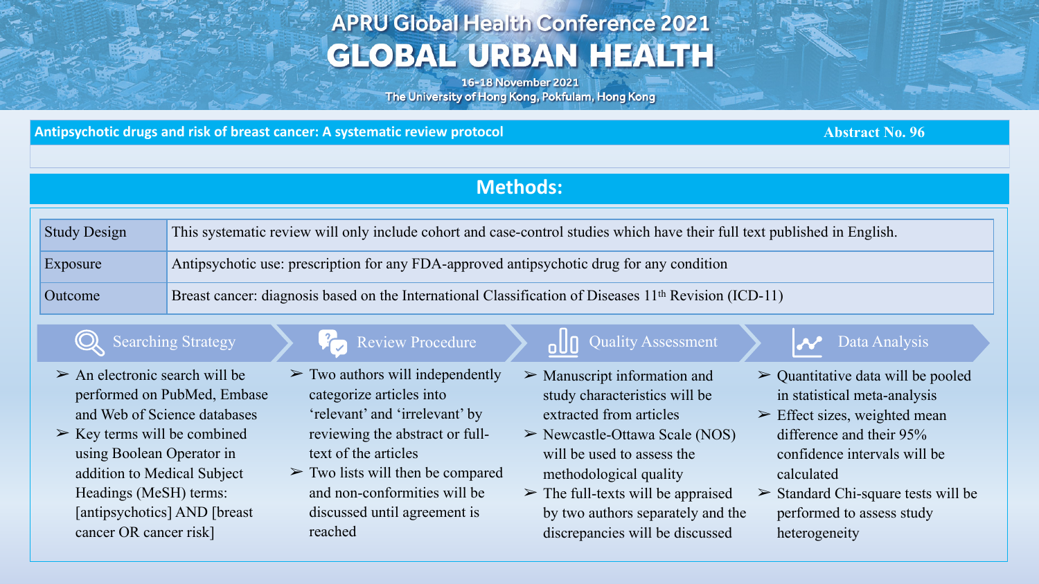# Antipsychotic drugs and risk of breast cancer: A systematic review protocol

Abstract No. 96

## Methods:

| Study Design | This systematic review will only include cohort and case-control studies which have their full text published in English. |
| --- | --- |
| Exposure | Antipsychotic use: prescription for any FDA-approved antipsychotic drug for any condition |
| Outcome | Breast cancer: diagnosis based on the International Classification of Diseases 11th Revision (ICD-11) |

### Searching Strategy

- An electronic search will be performed on PubMed, Embase and Web of Science databases
- Key terms will be combined using Boolean Operator in addition to Medical Subject Headings (MeSH) terms: [antipsychotics] AND [breast cancer OR cancer risk]

### Review Procedure

- Two authors will independently categorize articles into 'relevant' and 'irrelevant' by reviewing the abstract or full-text of the articles
- Two lists will then be compared and non-conformities will be discussed until agreement is reached

### Quality Assessment

- Manuscript information and study characteristics will be extracted from articles
- Newcastle-Ottawa Scale (NOS) will be used to assess the methodological quality
- The full-texts will be appraised by two authors separately and the discrepancies will be discussed

### Data Analysis

- Quantitative data will be pooled in statistical meta-analysis
- Effect sizes, weighted mean difference and their 95% confidence intervals will be calculated
- Standard Chi-square tests will be performed to assess study heterogeneity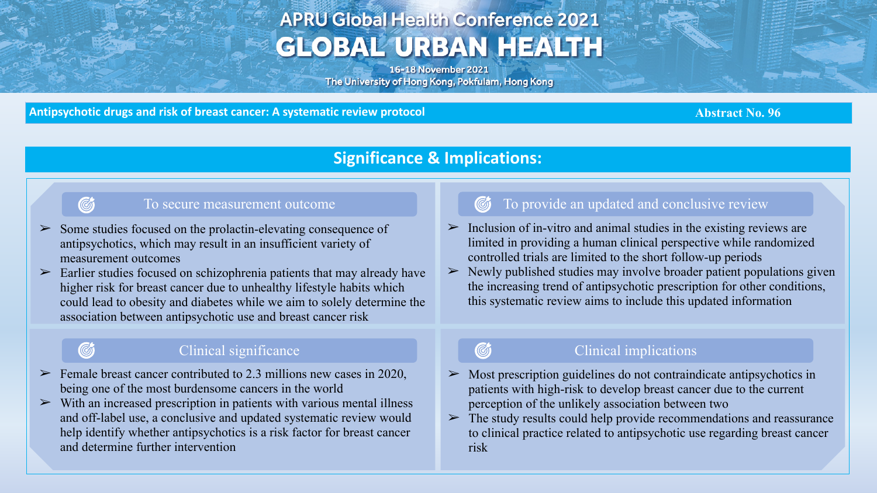# Antipsychotic drugs and risk of breast cancer: A systematic review protocol

Abstract No. 96

## Significance & Implications:

### To secure measurement outcome

- Some studies focused on the prolactin-elevating consequence of antipsychotics, which may result in an insufficient variety of measurement outcomes
- Earlier studies focused on schizophrenia patients that may already have higher risk for breast cancer due to unhealthy lifestyle habits which could lead to obesity and diabetes while we aim to solely determine the association between antipsychotic use and breast cancer risk

### To provide an updated and conclusive review

- Inclusion of in-vitro and animal studies in the existing reviews are limited in providing a human clinical perspective while randomized controlled trials are limited to the short follow-up periods
- Newly published studies may involve broader patient populations given the increasing trend of antipsychotic prescription for other conditions, this systematic review aims to include this updated information

### Clinical significance

- Female breast cancer contributed to 2.3 millions new cases in 2020, being one of the most burdensome cancers in the world
- With an increased prescription in patients with various mental illness and off-label use, a conclusive and updated systematic review would help identify whether antipsychotics is a risk factor for breast cancer and determine further intervention

### Clinical implications

- Most prescription guidelines do not contraindicate antipsychotics in patients with high-risk to develop breast cancer due to the current perception of the unlikely association between two
- The study results could help provide recommendations and reassurance to clinical practice related to antipsychotic use regarding breast cancer risk